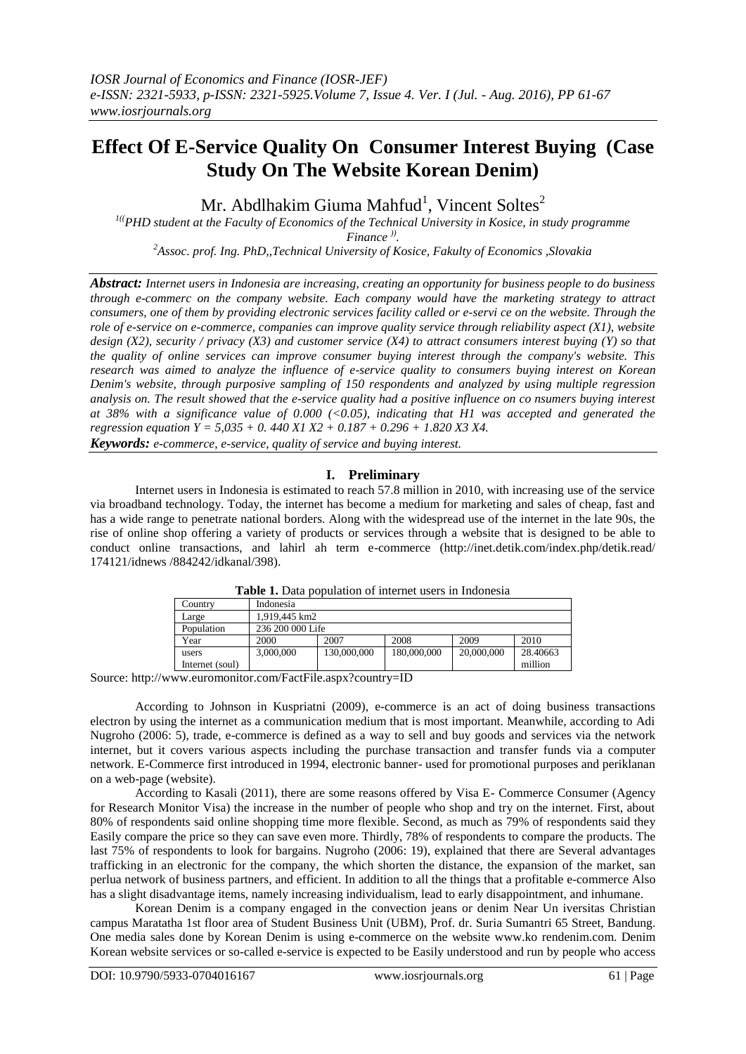# Effect Of E-Service Quality On Consumer Interest Buying (Case Study On The Website Korean Denim)

Mr. Abdlhakim Giuma Mahfud[1], Vincent Soltes[2]

[1]((PHD student at the Faculty of Economics of the Technical University in Kosice, in study programme Finance )).

[2]Assoc. prof. Ing. PhD,,Technical University of Kosice, Fakulty of Economics ,Slovakia

***Abstract:*** *Internet users in Indonesia are increasing, creating an opportunity for business people to do business through e-commerc on the company website. Each company would have the marketing strategy to attract consumers, one of them by providing electronic services facility called or e-servi ce on the website. Through the role of e-service on e-commerce, companies can improve quality service through reliability aspect (X1), website design (X2), security / privacy (X3) and customer service (X4) to attract consumers interest buying (Y) so that the quality of online services can improve consumer buying interest through the company's website. This research was aimed to analyze the influence of e-service quality to consumers buying interest on Korean Denim's website, through purposive sampling of 150 respondents and analyzed by using multiple regression analysis on. The result showed that the e-service quality had a positive influence on co nsumers buying interest at 38% with a significance value of 0.000 (<0.05), indicating that H1 was accepted and generated the regression equation Y = 5,035 + 0. 440 X1 X2 + 0.187 + 0.296 + 1.820 X3 X4.*

***Keywords:*** *e-commerce, e-service, quality of service and buying interest.*

## I. Preliminary

Internet users in Indonesia is estimated to reach 57.8 million in 2010, with increasing use of the service via broadband technology. Today, the internet has become a medium for marketing and sales of cheap, fast and has a wide range to penetrate national borders. Along with the widespread use of the internet in the late 90s, the rise of online shop offering a variety of products or services through a website that is designed to be able to conduct online transactions, and lahirl ah term e-commerce (http://inet.detik.com/index.php/detik.read/ 174121/idnews /884242/idkanal/398).

**Table 1.** Data population of internet users in Indonesia

| Country | Indonesia | | | | |
|---|---|---|---|---|---|
| Large | 1,919,445 km2 | | | | |
| Population | 236 200 000 Life | | | | |
| Year | 2000 | 2007 | 2008 | 2009 | 2010 |
| users Internet (soul) | 3,000,000 | 130,000,000 | 180,000,000 | 20,000,000 | 28.40663 million |

Source: http://www.euromonitor.com/FactFile.aspx?country=ID

According to Johnson in Kuspriatni (2009), e-commerce is an act of doing business transactions electron by using the internet as a communication medium that is most important. Meanwhile, according to Adi Nugroho (2006: 5), trade, e-commerce is defined as a way to sell and buy goods and services via the network internet, but it covers various aspects including the purchase transaction and transfer funds via a computer network. E-Commerce first introduced in 1994, electronic banner- used for promotional purposes and periklanan on a web-page (website).

According to Kasali (2011), there are some reasons offered by Visa E- Commerce Consumer (Agency for Research Monitor Visa) the increase in the number of people who shop and try on the internet. First, about 80% of respondents said online shopping time more flexible. Second, as much as 79% of respondents said they Easily compare the price so they can save even more. Thirdly, 78% of respondents to compare the products. The last 75% of respondents to look for bargains. Nugroho (2006: 19), explained that there are Several advantages trafficking in an electronic for the company, the which shorten the distance, the expansion of the market, san perlua network of business partners, and efficient. In addition to all the things that a profitable e-commerce Also has a slight disadvantage items, namely increasing individualism, lead to early disappointment, and inhumane.

Korean Denim is a company engaged in the convection jeans or denim Near Un iversitas Christian campus Maratatha 1st floor area of Student Business Unit (UBM), Prof. dr. Suria Sumantri 65 Street, Bandung. One media sales done by Korean Denim is using e-commerce on the website www.ko rendenim.com. Denim Korean website services or so-called e-service is expected to be Easily understood and run by people who access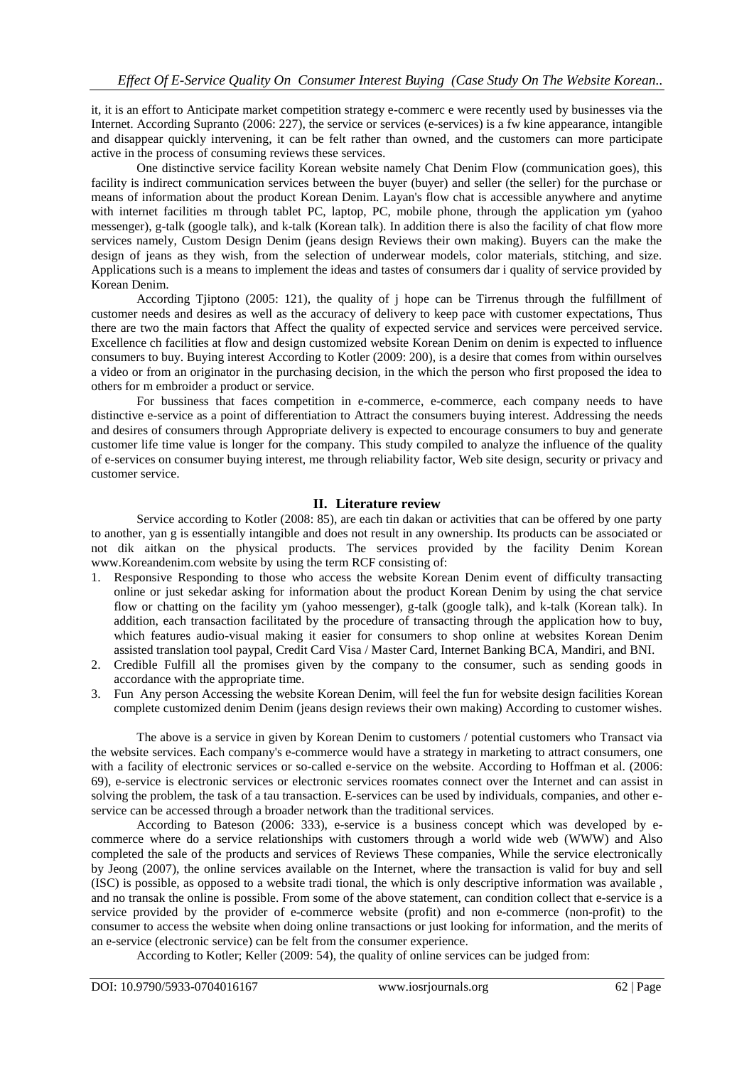it, it is an effort to Anticipate market competition strategy e-commerc e were recently used by businesses via the Internet. According Supranto (2006: 227), the service or services (e-services) is a fw kine appearance, intangible and disappear quickly intervening, it can be felt rather than owned, and the customers can more participate active in the process of consuming reviews these services.

One distinctive service facility Korean website namely Chat Denim Flow (communication goes), this facility is indirect communication services between the buyer (buyer) and seller (the seller) for the purchase or means of information about the product Korean Denim. Layan's flow chat is accessible anywhere and anytime with internet facilities m through tablet PC, laptop, PC, mobile phone, through the application ym (yahoo messenger), g-talk (google talk), and k-talk (Korean talk). In addition there is also the facility of chat flow more services namely, Custom Design Denim (jeans design Reviews their own making). Buyers can the make the design of jeans as they wish, from the selection of underwear models, color materials, stitching, and size. Applications such is a means to implement the ideas and tastes of consumers dar i quality of service provided by Korean Denim.

According Tjiptono (2005: 121), the quality of j hope can be Tirrenus through the fulfillment of customer needs and desires as well as the accuracy of delivery to keep pace with customer expectations, Thus there are two the main factors that Affect the quality of expected service and services were perceived service. Excellence ch facilities at flow and design customized website Korean Denim on denim is expected to influence consumers to buy. Buying interest According to Kotler (2009: 200), is a desire that comes from within ourselves a video or from an originator in the purchasing decision, in the which the person who first proposed the idea to others for m embroider a product or service.

For bussiness that faces competition in e-commerce, e-commerce, each company needs to have distinctive e-service as a point of differentiation to Attract the consumers buying interest. Addressing the needs and desires of consumers through Appropriate delivery is expected to encourage consumers to buy and generate customer life time value is longer for the company. This study compiled to analyze the influence of the quality of e-services on consumer buying interest, me through reliability factor, Web site design, security or privacy and customer service.

## II. Literature review

Service according to Kotler (2008: 85), are each tin dakan or activities that can be offered by one party to another, yan g is essentially intangible and does not result in any ownership. Its products can be associated or not dik aitkan on the physical products. The services provided by the facility Denim Korean www.Koreandenim.com website by using the term RCF consisting of:

1. Responsive Responding to those who access the website Korean Denim event of difficulty transacting online or just sekedar asking for information about the product Korean Denim by using the chat service flow or chatting on the facility ym (yahoo messenger), g-talk (google talk), and k-talk (Korean talk). In addition, each transaction facilitated by the procedure of transacting through the application how to buy, which features audio-visual making it easier for consumers to shop online at websites Korean Denim assisted translation tool paypal, Credit Card Visa / Master Card, Internet Banking BCA, Mandiri, and BNI.
2. Credible Fulfill all the promises given by the company to the consumer, such as sending goods in accordance with the appropriate time.
3. Fun Any person Accessing the website Korean Denim, will feel the fun for website design facilities Korean complete customized denim Denim (jeans design reviews their own making) According to customer wishes.

The above is a service in given by Korean Denim to customers / potential customers who Transact via the website services. Each company's e-commerce would have a strategy in marketing to attract consumers, one with a facility of electronic services or so-called e-service on the website. According to Hoffman et al. (2006: 69), e-service is electronic services or electronic services roomates connect over the Internet and can assist in solving the problem, the task of a tau transaction. E-services can be used by individuals, companies, and other e-service can be accessed through a broader network than the traditional services.

According to Bateson (2006: 333), e-service is a business concept which was developed by e-commerce where do a service relationships with customers through a world wide web (WWW) and Also completed the sale of the products and services of Reviews These companies, While the service electronically by Jeong (2007), the online services available on the Internet, where the transaction is valid for buy and sell (ISC) is possible, as opposed to a website tradi tional, the which is only descriptive information was available , and no transak the online is possible. From some of the above statement, can condition collect that e-service is a service provided by the provider of e-commerce website (profit) and non e-commerce (non-profit) to the consumer to access the website when doing online transactions or just looking for information, and the merits of an e-service (electronic service) can be felt from the consumer experience.

According to Kotler; Keller (2009: 54), the quality of online services can be judged from: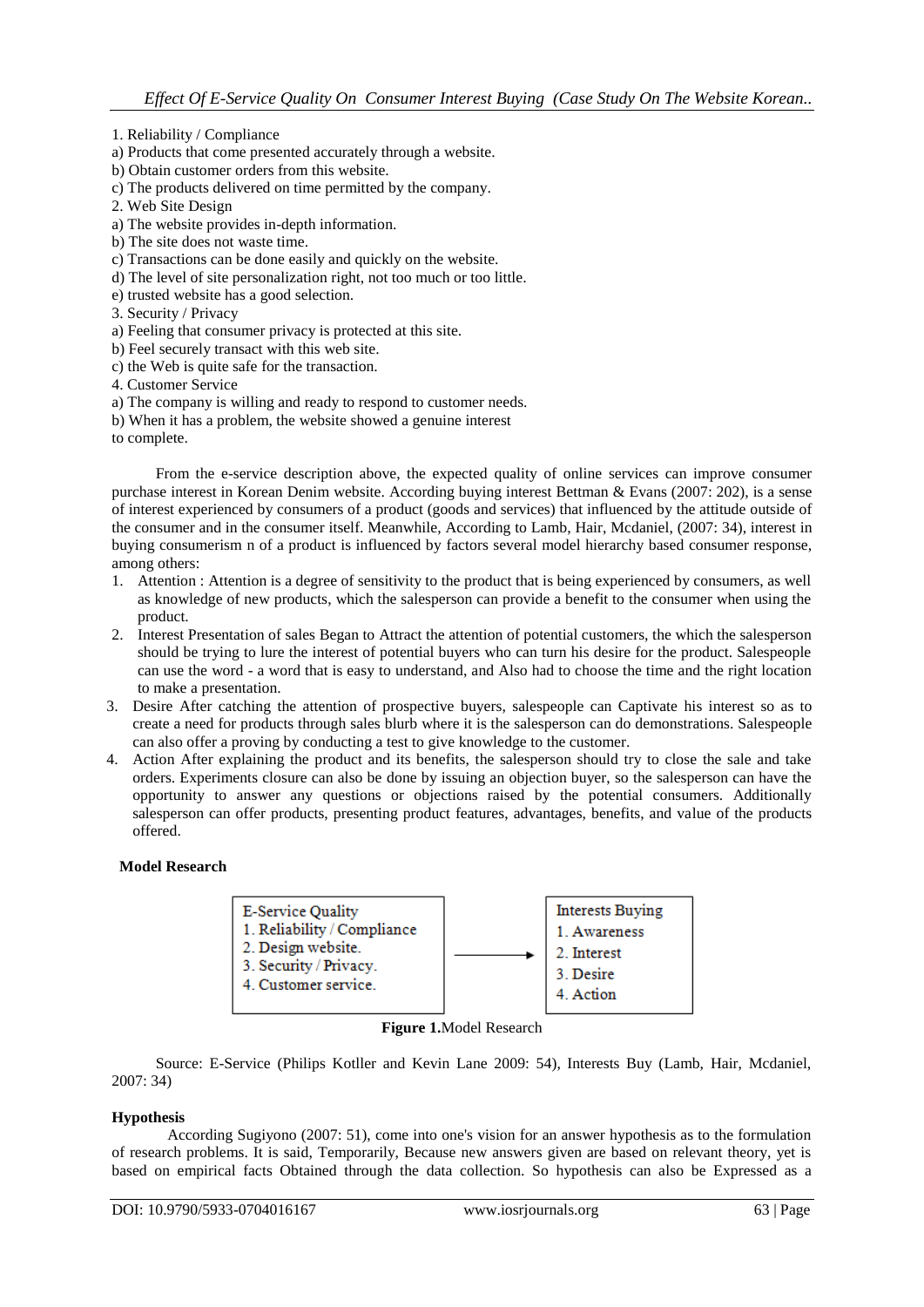1. Reliability / Compliance
a) Products that come presented accurately through a website.
b) Obtain customer orders from this website.
c) The products delivered on time permitted by the company.
2. Web Site Design
a) The website provides in-depth information.
b) The site does not waste time.
c) Transactions can be done easily and quickly on the website.
d) The level of site personalization right, not too much or too little.
e) trusted website has a good selection.
3. Security / Privacy
a) Feeling that consumer privacy is protected at this site.
b) Feel securely transact with this web site.
c) the Web is quite safe for the transaction.
4. Customer Service
a) The company is willing and ready to respond to customer needs.
b) When it has a problem, the website showed a genuine interest
to complete.

From the e-service description above, the expected quality of online services can improve consumer purchase interest in Korean Denim website. According buying interest Bettman & Evans (2007: 202), is a sense of interest experienced by consumers of a product (goods and services) that influenced by the attitude outside of the consumer and in the consumer itself. Meanwhile, According to Lamb, Hair, Mcdaniel, (2007: 34), interest in buying consumerism n of a product is influenced by factors several model hierarchy based consumer response, among others:

1. Attention : Attention is a degree of sensitivity to the product that is being experienced by consumers, as well as knowledge of new products, which the salesperson can provide a benefit to the consumer when using the product.
2. Interest Presentation of sales Began to Attract the attention of potential customers, the which the salesperson should be trying to lure the interest of potential buyers who can turn his desire for the product. Salespeople can use the word - a word that is easy to understand, and Also had to choose the time and the right location to make a presentation.
3. Desire After catching the attention of prospective buyers, salespeople can Captivate his interest so as to create a need for products through sales blurb where it is the salesperson can do demonstrations. Salespeople can also offer a proving by conducting a test to give knowledge to the customer.
4. Action After explaining the product and its benefits, the salesperson should try to close the sale and take orders. Experiments closure can also be done by issuing an objection buyer, so the salesperson can have the opportunity to answer any questions or objections raised by the potential consumers. Additionally salesperson can offer products, presenting product features, advantages, benefits, and value of the products offered.

**Model Research**

| E-Service Quality | | Interests Buying |
|---|---|---|
| 1. Reliability / Compliance<br>2. Design website.<br>3. Security / Privacy.<br>4. Customer service. | → | 1. Awareness<br>2. Interest<br>3. Desire<br>4. Action |

**Figure 1.** Model Research

Source: E-Service (Philips Kotller and Kevin Lane 2009: 54), Interests Buy (Lamb, Hair, Mcdaniel, 2007: 34)

**Hypothesis**

According Sugiyono (2007: 51), come into one's vision for an answer hypothesis as to the formulation of research problems. It is said, Temporarily, Because new answers given are based on relevant theory, yet is based on empirical facts Obtained through the data collection. So hypothesis can also be Expressed as a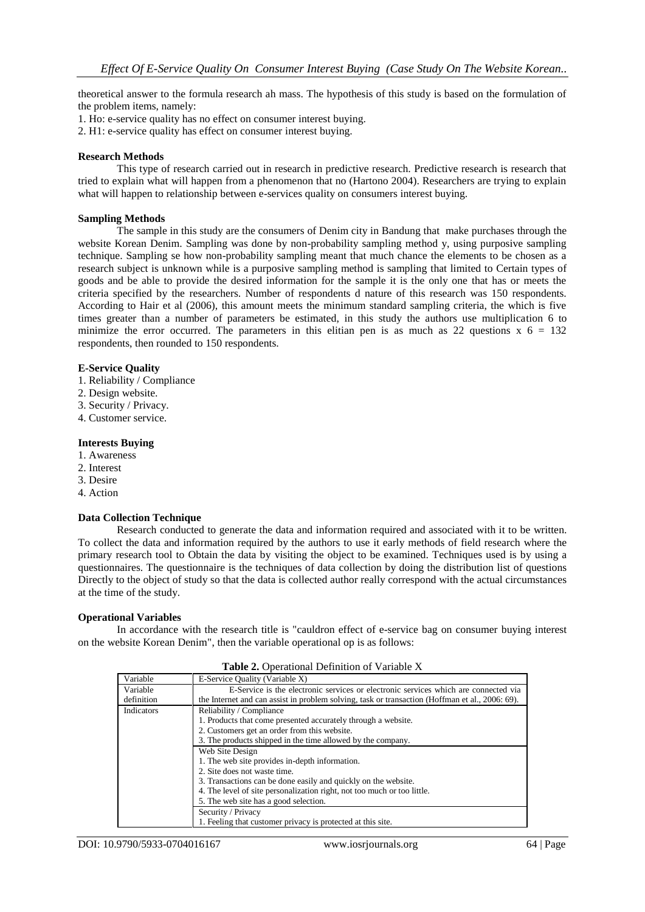theoretical answer to the formula research ah mass. The hypothesis of this study is based on the formulation of the problem items, namely:

1. Ho: e-service quality has no effect on consumer interest buying.
2. H1: e-service quality has effect on consumer interest buying.

**Research Methods**

This type of research carried out in research in predictive research. Predictive research is research that tried to explain what will happen from a phenomenon that no (Hartono 2004). Researchers are trying to explain what will happen to relationship between e-services quality on consumers interest buying.

**Sampling Methods**

The sample in this study are the consumers of Denim city in Bandung that make purchases through the website Korean Denim. Sampling was done by non-probability sampling method y, using purposive sampling technique. Sampling se how non-probability sampling meant that much chance the elements to be chosen as a research subject is unknown while is a purposive sampling method is sampling that limited to Certain types of goods and be able to provide the desired information for the sample it is the only one that has or meets the criteria specified by the researchers. Number of respondents d nature of this research was 150 respondents. According to Hair et al (2006), this amount meets the minimum standard sampling criteria, the which is five times greater than a number of parameters be estimated, in this study the authors use multiplication 6 to minimize the error occurred. The parameters in this elitian pen is as much as 22 questions x 6 = 132 respondents, then rounded to 150 respondents.

**E-Service Quality**

1. Reliability / Compliance
2. Design website.
3. Security / Privacy.
4. Customer service.

**Interests Buying**

1. Awareness
2. Interest
3. Desire
4. Action

**Data Collection Technique**

Research conducted to generate the data and information required and associated with it to be written. To collect the data and information required by the authors to use it early methods of field research where the primary research tool to Obtain the data by visiting the object to be examined. Techniques used is by using a questionnaires. The questionnaire is the techniques of data collection by doing the distribution list of questions Directly to the object of study so that the data is collected author really correspond with the actual circumstances at the time of the study.

**Operational Variables**

In accordance with the research title is "cauldron effect of e-service bag on consumer buying interest on the website Korean Denim", then the variable operational op is as follows:

**Table 2.** Operational Definition of Variable X

| Variable | E-Service Quality (Variable X) |
|---|---|
| Variable definition | E-Service is the electronic services or electronic services which are connected via the Internet and can assist in problem solving, task or transaction (Hoffman et al., 2006: 69). |
| Indicators | Reliability / Compliance<br>1. Products that come presented accurately through a website.<br>2. Customers get an order from this website.<br>3. The products shipped in the time allowed by the company. |
| | Web Site Design<br>1. The web site provides in-depth information.<br>2. Site does not waste time.<br>3. Transactions can be done easily and quickly on the website.<br>4. The level of site personalization right, not too much or too little.<br>5. The web site has a good selection. |
| | Security / Privacy<br>1. Feeling that customer privacy is protected at this site. |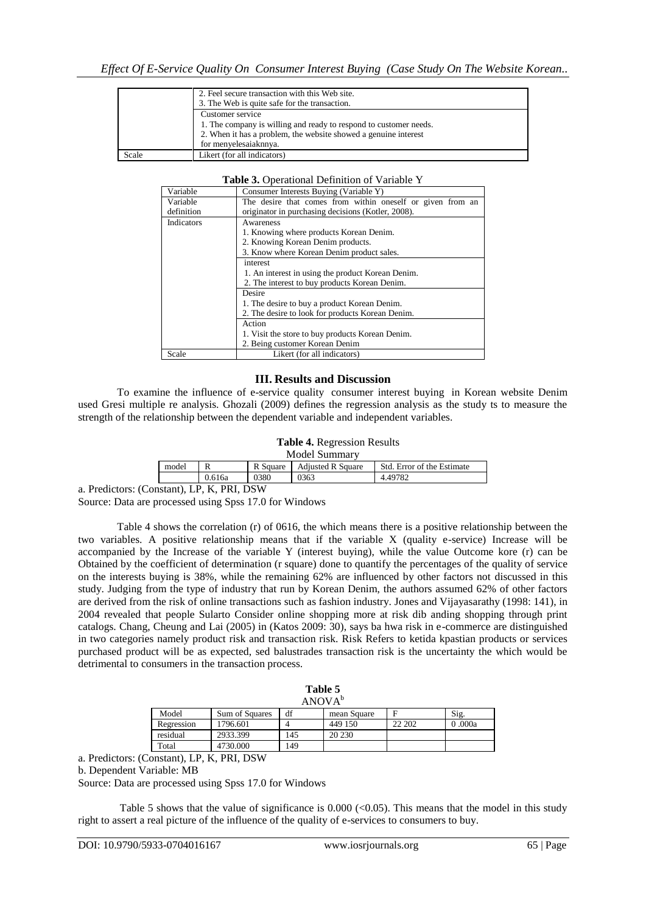| | 2. Feel secure transaction with this Web site.<br>3. The Web is quite safe for the transaction. |
|---|---|
| | Customer service<br>1. The company is willing and ready to respond to customer needs.<br>2. When it has a problem, the website showed a genuine interest for menyelesaiaknnya. |
| Scale | Likert (for all indicators) |

**Table 3.** Operational Definition of Variable Y

| Variable | Consumer Interests Buying (Variable Y) |
|---|---|
| Variable definition | The desire that comes from within oneself or given from an originator in purchasing decisions (Kotler, 2008). |
| Indicators | Awareness<br>1. Knowing where products Korean Denim.<br>2. Knowing Korean Denim products.<br>3. Know where Korean Denim product sales. |
| | interest<br>1. An interest in using the product Korean Denim.<br>2. The interest to buy products Korean Denim. |
| | Desire<br>1. The desire to buy a product Korean Denim.<br>2. The desire to look for products Korean Denim. |
| | Action<br>1. Visit the store to buy products Korean Denim.<br>2. Being customer Korean Denim |
| Scale | Likert (for all indicators) |

## III. Results and Discussion

To examine the influence of e-service quality consumer interest buying in Korean website Denim used Gresi multiple re analysis. Ghozali (2009) defines the regression analysis as the study ts to measure the strength of the relationship between the dependent variable and independent variables.

**Table 4.** Regression Results

Model Summary

| model | R | R Square | Adjusted R Square | Std. Error of the Estimate |
|---|---|---|---|---|
| | 0.616a | 0380 | 0363 | 4.49782 |

a. Predictors: (Constant), LP, K, PRI, DSW

Source: Data are processed using Spss 17.0 for Windows

Table 4 shows the correlation (r) of 0616, the which means there is a positive relationship between the two variables. A positive relationship means that if the variable X (quality e-service) Increase will be accompanied by the Increase of the variable Y (interest buying), while the value Outcome kore (r) can be Obtained by the coefficient of determination (r square) done to quantify the percentages of the quality of service on the interests buying is 38%, while the remaining 62% are influenced by other factors not discussed in this study. Judging from the type of industry that run by Korean Denim, the authors assumed 62% of other factors are derived from the risk of online transactions such as fashion industry. Jones and Vijayasarathy (1998: 141), in 2004 revealed that people Sularto Consider online shopping more at risk dib anding shopping through print catalogs. Chang, Cheung and Lai (2005) in (Katos 2009: 30), says ba hwa risk in e-commerce are distinguished in two categories namely product risk and transaction risk. Risk Refers to ketida kpastian products or services purchased product will be as expected, sed balustrades transaction risk is the uncertainty the which would be detrimental to consumers in the transaction process.

**Table 5**

ANOVA[b]

| Model | Sum of Squares | df | mean Square | F | Sig. |
|---|---|---|---|---|---|
| Regression | 1796.601 | 4 | 449 150 | 22 202 | 0 .000a |
| residual | 2933.399 | 145 | 20 230 | | |
| Total | 4730.000 | 149 | | | |

a. Predictors: (Constant), LP, K, PRI, DSW

b. Dependent Variable: MB

Source: Data are processed using Spss 17.0 for Windows

Table 5 shows that the value of significance is 0.000 (<0.05). This means that the model in this study right to assert a real picture of the influence of the quality of e-services to consumers to buy.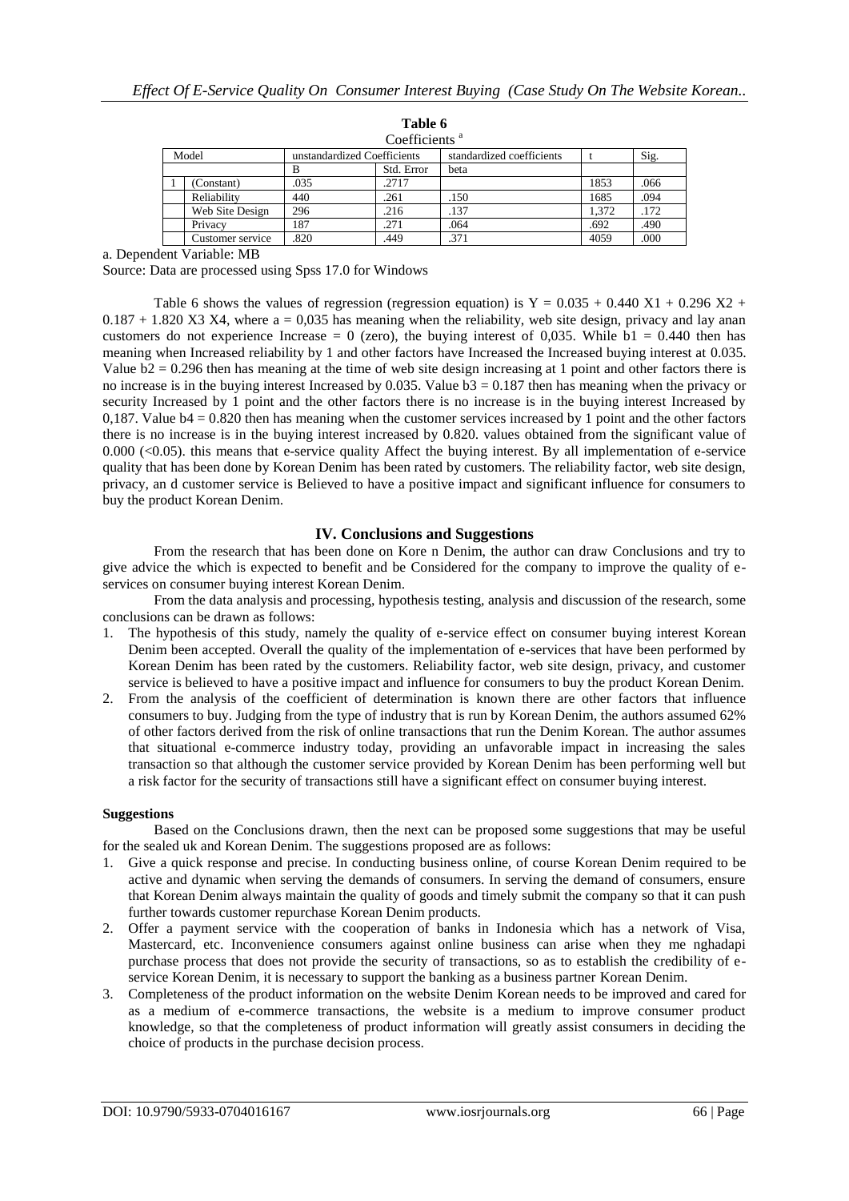**Table 6**

Coefficients [a]

| Model | | unstandardized Coefficients | | standardized coefficients | t | Sig. |
|---|---|---|---|---|---|---|
| | | B | Std. Error | beta | | |
| 1 | (Constant) | .035 | .2717 | | 1853 | .066 |
| | Reliability | 440 | .261 | .150 | 1685 | .094 |
| | Web Site Design | 296 | .216 | .137 | 1,372 | .172 |
| | Privacy | 187 | .271 | .064 | .692 | .490 |
| | Customer service | .820 | .449 | .371 | 4059 | .000 |

a. Dependent Variable: MB

Source: Data are processed using Spss 17.0 for Windows

Table 6 shows the values of regression (regression equation) is $Y = 0.035 + 0.440\ X1 + 0.296\ X2 + 0.187 + 1.820\ X3\ X4$, where $a = 0{,}035$ has meaning when the reliability, web site design, privacy and lay anan customers do not experience Increase = 0 (zero), the buying interest of 0,035. While $b1 = 0.440$ then has meaning when Increased reliability by 1 and other factors have Increased the Increased buying interest at 0.035. Value $b2 = 0.296$ then has meaning at the time of web site design increasing at 1 point and other factors there is no increase is in the buying interest Increased by 0.035. Value $b3 = 0.187$ then has meaning when the privacy or security Increased by 1 point and the other factors there is no increase is in the buying interest Increased by 0,187. Value $b4 = 0.820$ then has meaning when the customer services increased by 1 point and the other factors there is no increase is in the buying interest increased by 0.820. values obtained from the significant value of 0.000 (<0.05). this means that e-service quality Affect the buying interest. By all implementation of e-service quality that has been done by Korean Denim has been rated by customers. The reliability factor, web site design, privacy, an d customer service is Believed to have a positive impact and significant influence for consumers to buy the product Korean Denim.

## IV. Conclusions and Suggestions

From the research that has been done on Kore n Denim, the author can draw Conclusions and try to give advice the which is expected to benefit and be Considered for the company to improve the quality of e-services on consumer buying interest Korean Denim.

From the data analysis and processing, hypothesis testing, analysis and discussion of the research, some conclusions can be drawn as follows:

1. The hypothesis of this study, namely the quality of e-service effect on consumer buying interest Korean Denim been accepted. Overall the quality of the implementation of e-services that have been performed by Korean Denim has been rated by the customers. Reliability factor, web site design, privacy, and customer service is believed to have a positive impact and influence for consumers to buy the product Korean Denim.
2. From the analysis of the coefficient of determination is known there are other factors that influence consumers to buy. Judging from the type of industry that is run by Korean Denim, the authors assumed 62% of other factors derived from the risk of online transactions that run the Denim Korean. The author assumes that situational e-commerce industry today, providing an unfavorable impact in increasing the sales transaction so that although the customer service provided by Korean Denim has been performing well but a risk factor for the security of transactions still have a significant effect on consumer buying interest.

**Suggestions**

Based on the Conclusions drawn, then the next can be proposed some suggestions that may be useful for the sealed uk and Korean Denim. The suggestions proposed are as follows:

1. Give a quick response and precise. In conducting business online, of course Korean Denim required to be active and dynamic when serving the demands of consumers. In serving the demand of consumers, ensure that Korean Denim always maintain the quality of goods and timely submit the company so that it can push further towards customer repurchase Korean Denim products.
2. Offer a payment service with the cooperation of banks in Indonesia which has a network of Visa, Mastercard, etc. Inconvenience consumers against online business can arise when they me nghadapi purchase process that does not provide the security of transactions, so as to establish the credibility of e-service Korean Denim, it is necessary to support the banking as a business partner Korean Denim.
3. Completeness of the product information on the website Denim Korean needs to be improved and cared for as a medium of e-commerce transactions, the website is a medium to improve consumer product knowledge, so that the completeness of product information will greatly assist consumers in deciding the choice of products in the purchase decision process.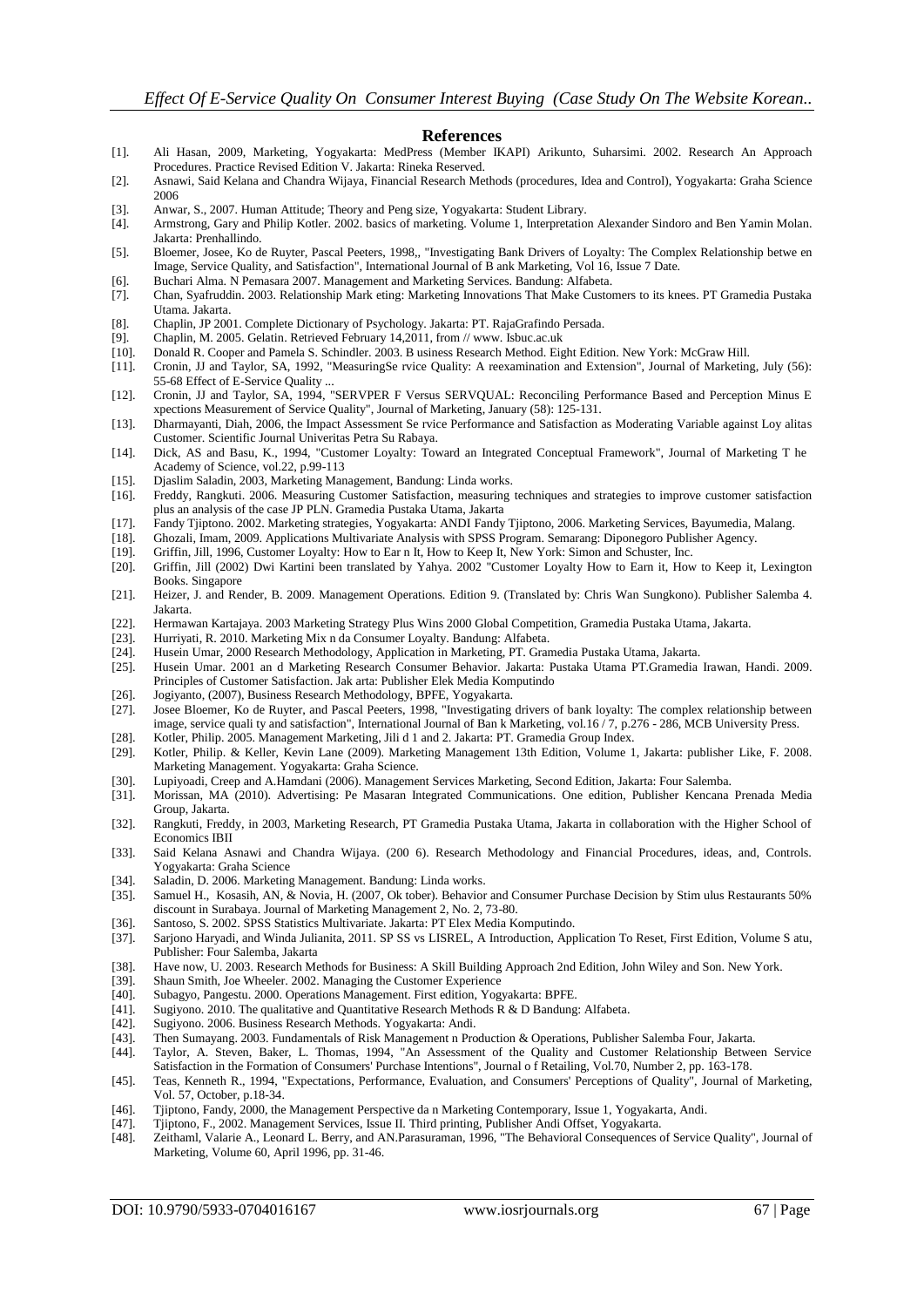## References

[1]. Ali Hasan, 2009, Marketing, Yogyakarta: MedPress (Member IKAPI) Arikunto, Suharsimi. 2002. Research An Approach Procedures. Practice Revised Edition V. Jakarta: Rineka Reserved.

[2]. Asnawi, Said Kelana and Chandra Wijaya, Financial Research Methods (procedures, Idea and Control), Yogyakarta: Graha Science 2006

[3]. Anwar, S., 2007. Human Attitude; Theory and Peng size, Yogyakarta: Student Library.

[4]. Armstrong, Gary and Philip Kotler. 2002. basics of marketing. Volume 1, Interpretation Alexander Sindoro and Ben Yamin Molan. Jakarta: Prenhallindo.

[5]. Bloemer, Josee, Ko de Ruyter, Pascal Peeters, 1998,, "Investigating Bank Drivers of Loyalty: The Complex Relationship betwe en Image, Service Quality, and Satisfaction", International Journal of B ank Marketing, Vol 16, Issue 7 Date.

[6]. Buchari Alma. N Pemasara 2007. Management and Marketing Services. Bandung: Alfabeta.

[7]. Chan, Syafruddin. 2003. Relationship Mark eting: Marketing Innovations That Make Customers to its knees. PT Gramedia Pustaka Utama. Jakarta.

[8]. Chaplin, JP 2001. Complete Dictionary of Psychology. Jakarta: PT. RajaGrafindo Persada.

[9]. Chaplin, M. 2005. Gelatin. Retrieved February 14,2011, from // www. lsbuc.ac.uk

[10]. Donald R. Cooper and Pamela S. Schindler. 2003. B usiness Research Method. Eight Edition. New York: McGraw Hill.

[11]. Cronin, JJ and Taylor, SA, 1992, "MeasuringSe rvice Quality: A reexamination and Extension", Journal of Marketing, July (56): 55-68 Effect of E-Service Quality ...

[12]. Cronin, JJ and Taylor, SA, 1994, "SERVPER F Versus SERVQUAL: Reconciling Performance Based and Perception Minus E xpections Measurement of Service Quality", Journal of Marketing, January (58): 125-131.

[13]. Dharmayanti, Diah, 2006, the Impact Assessment Se rvice Performance and Satisfaction as Moderating Variable against Loy alitas Customer. Scientific Journal Univeritas Petra Su Rabaya.

[14]. Dick, AS and Basu, K., 1994, "Customer Loyalty: Toward an Integrated Conceptual Framework", Journal of Marketing T he Academy of Science, vol.22, p.99-113

[15]. Djaslim Saladin, 2003, Marketing Management, Bandung: Linda works.

[16]. Freddy, Rangkuti. 2006. Measuring Customer Satisfaction, measuring techniques and strategies to improve customer satisfaction plus an analysis of the case JP PLN. Gramedia Pustaka Utama, Jakarta

[17]. Fandy Tjiptono. 2002. Marketing strategies, Yogyakarta: ANDI Fandy Tjiptono, 2006. Marketing Services, Bayumedia, Malang.

[18]. Ghozali, Imam, 2009. Applications Multivariate Analysis with SPSS Program. Semarang: Diponegoro Publisher Agency.

[19]. Griffin, Jill, 1996, Customer Loyalty: How to Ear n It, How to Keep It, New York: Simon and Schuster, Inc.

[20]. Griffin, Jill (2002) Dwi Kartini been translated by Yahya. 2002 "Customer Loyalty How to Earn it, How to Keep it, Lexington Books. Singapore

[21]. Heizer, J. and Render, B. 2009. Management Operations. Edition 9. (Translated by: Chris Wan Sungkono). Publisher Salemba 4. Jakarta.

[22]. Hermawan Kartajaya. 2003 Marketing Strategy Plus Wins 2000 Global Competition, Gramedia Pustaka Utama, Jakarta.

[23]. Hurriyati, R. 2010. Marketing Mix n da Consumer Loyalty. Bandung: Alfabeta.

[24]. Husein Umar, 2000 Research Methodology, Application in Marketing, PT. Gramedia Pustaka Utama, Jakarta.

[25]. Husein Umar. 2001 an d Marketing Research Consumer Behavior. Jakarta: Pustaka Utama PT.Gramedia Irawan, Handi. 2009. Principles of Customer Satisfaction. Jak arta: Publisher Elek Media Komputindo

[26]. Jogiyanto, (2007), Business Research Methodology, BPFE, Yogyakarta.

[27]. Josee Bloemer, Ko de Ruyter, and Pascal Peeters, 1998, "Investigating drivers of bank loyalty: The complex relationship between image, service quali ty and satisfaction", International Journal of Ban k Marketing, vol.16 / 7, p.276 - 286, MCB University Press.

[28]. Kotler, Philip. 2005. Management Marketing, Jili d 1 and 2. Jakarta: PT. Gramedia Group Index.

[29]. Kotler, Philip. & Keller, Kevin Lane (2009). Marketing Management 13th Edition, Volume 1, Jakarta: publisher Like, F. 2008. Marketing Management. Yogyakarta: Graha Science.

[30]. Lupiyoadi, Creep and A.Hamdani (2006). Management Services Marketing, Second Edition, Jakarta: Four Salemba.

[31]. Morissan, MA (2010). Advertising: Pe Masaran Integrated Communications. One edition, Publisher Kencana Prenada Media Group, Jakarta.

[32]. Rangkuti, Freddy, in 2003, Marketing Research, PT Gramedia Pustaka Utama, Jakarta in collaboration with the Higher School of Economics IBII

[33]. Said Kelana Asnawi and Chandra Wijaya. (200 6). Research Methodology and Financial Procedures, ideas, and, Controls. Yogyakarta: Graha Science

[34]. Saladin, D. 2006. Marketing Management. Bandung: Linda works.

[35]. Samuel H., Kosasih, AN, & Novia, H. (2007, Ok tober). Behavior and Consumer Purchase Decision by Stim ulus Restaurants 50% discount in Surabaya. Journal of Marketing Management 2, No. 2, 73-80.

[36]. Santoso, S. 2002. SPSS Statistics Multivariate. Jakarta: PT Elex Media Komputindo.

[37]. Sarjono Haryadi, and Winda Julianita, 2011. SP SS vs LISREL, A Introduction, Application To Reset, First Edition, Volume S atu, Publisher: Four Salemba, Jakarta

[38]. Have now, U. 2003. Research Methods for Business: A Skill Building Approach 2nd Edition, John Wiley and Son. New York.

[39]. Shaun Smith, Joe Wheeler. 2002. Managing the Customer Experience

[40]. Subagyo, Pangestu. 2000. Operations Management. First edition, Yogyakarta: BPFE.

[41]. Sugiyono. 2010. The qualitative and Quantitative Research Methods R & D Bandung: Alfabeta.

[42]. Sugiyono. 2006. Business Research Methods. Yogyakarta: Andi.

[43]. Then Sumayang. 2003. Fundamentals of Risk Management n Production & Operations, Publisher Salemba Four, Jakarta.

[44]. Taylor, A. Steven, Baker, L. Thomas, 1994, "An Assessment of the Quality and Customer Relationship Between Service Satisfaction in the Formation of Consumers' Purchase Intentions", Journal o f Retailing, Vol.70, Number 2, pp. 163-178.

[45]. Teas, Kenneth R., 1994, "Expectations, Performance, Evaluation, and Consumers' Perceptions of Quality", Journal of Marketing, Vol. 57, October, p.18-34.

[46]. Tjiptono, Fandy, 2000, the Management Perspective da n Marketing Contemporary, Issue 1, Yogyakarta, Andi.

[47]. Tjiptono, F., 2002. Management Services, Issue II. Third printing, Publisher Andi Offset, Yogyakarta.

[48]. Zeithaml, Valarie A., Leonard L. Berry, and AN.Parasuraman, 1996, "The Behavioral Consequences of Service Quality", Journal of Marketing, Volume 60, April 1996, pp. 31-46.